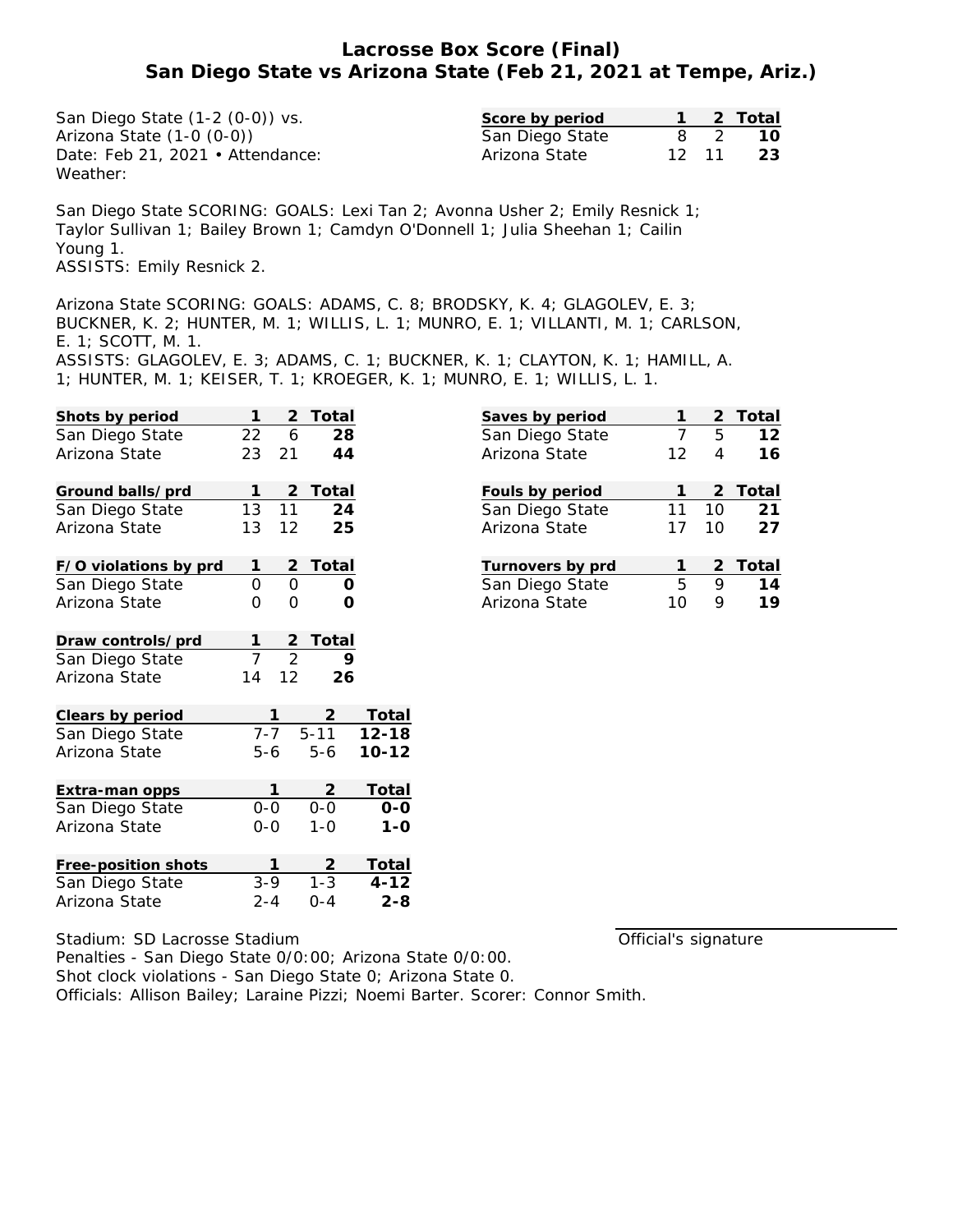# Lacrosse Box Score (Final)
## San Diego State vs Arizona State (Feb 21, 2021 at Tempe, Ariz.)

San Diego State (1-2 (0-0)) vs.
Arizona State (1-0 (0-0))
Date: Feb 21, 2021 • Attendance:
Weather:

| Score by period | 1 | 2 | Total |
|---|---|---|---|
| San Diego State | 8 | 2 | **10** |
| Arizona State | 12 | 11 | **23** |

San Diego State SCORING: GOALS: Lexi Tan 2; Avonna Usher 2; Emily Resnick 1; Taylor Sullivan 1; Bailey Brown 1; Camdyn O'Donnell 1; Julia Sheehan 1; Cailin Young 1.
ASSISTS: Emily Resnick 2.

Arizona State SCORING: GOALS: ADAMS, C. 8; BRODSKY, K. 4; GLAGOLEV, E. 3; BUCKNER, K. 2; HUNTER, M. 1; WILLIS, L. 1; MUNRO, E. 1; VILLANTI, M. 1; CARLSON, E. 1; SCOTT, M. 1.
ASSISTS: GLAGOLEV, E. 3; ADAMS, C. 1; BUCKNER, K. 1; CLAYTON, K. 1; HAMILL, A. 1; HUNTER, M. 1; KEISER, T. 1; KROEGER, K. 1; MUNRO, E. 1; WILLIS, L. 1.

| Shots by period | 1 | 2 | Total |
|---|---|---|---|
| San Diego State | 22 | 6 | **28** |
| Arizona State | 23 | 21 | **44** |

| Ground balls/prd | 1 | 2 | Total |
|---|---|---|---|
| San Diego State | 13 | 11 | **24** |
| Arizona State | 13 | 12 | **25** |

| F/O violations by prd | 1 | 2 | Total |
|---|---|---|---|
| San Diego State | 0 | 0 | **0** |
| Arizona State | 0 | 0 | **0** |

| Draw controls/prd | 1 | 2 | Total |
|---|---|---|---|
| San Diego State | 7 | 2 | **9** |
| Arizona State | 14 | 12 | **26** |

| Clears by period | 1 | 2 | Total |
|---|---|---|---|
| San Diego State | 7-7 | 5-11 | **12-18** |
| Arizona State | 5-6 | 5-6 | **10-12** |

| Extra-man opps | 1 | 2 | Total |
|---|---|---|---|
| San Diego State | 0-0 | 0-0 | **0-0** |
| Arizona State | 0-0 | 1-0 | **1-0** |

| Free-position shots | 1 | 2 | Total |
|---|---|---|---|
| San Diego State | 3-9 | 1-3 | **4-12** |
| Arizona State | 2-4 | 0-4 | **2-8** |

| Saves by period | 1 | 2 | Total |
|---|---|---|---|
| San Diego State | 7 | 5 | **12** |
| Arizona State | 12 | 4 | **16** |

| Fouls by period | 1 | 2 | Total |
|---|---|---|---|
| San Diego State | 11 | 10 | **21** |
| Arizona State | 17 | 10 | **27** |

| Turnovers by prd | 1 | 2 | Total |
|---|---|---|---|
| San Diego State | 5 | 9 | **14** |
| Arizona State | 10 | 9 | **19** |

Stadium: SD Lacrosse Stadium
Penalties - San Diego State 0/0:00; Arizona State 0/0:00.
Shot clock violations - San Diego State 0; Arizona State 0.
Officials: Allison Bailey; Laraine Pizzi; Noemi Barter. Scorer: Connor Smith.

Official's signature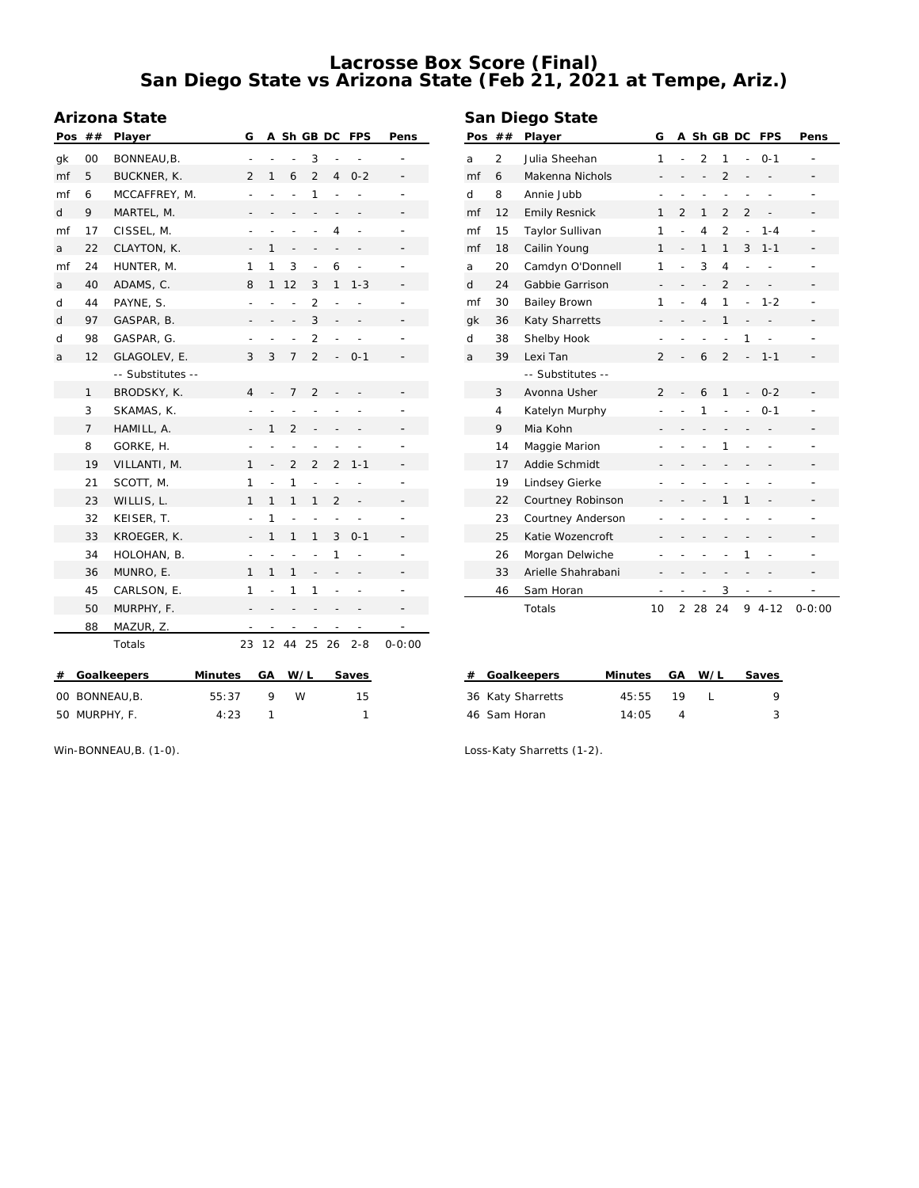# Lacrosse Box Score (Final)
## San Diego State vs Arizona State (Feb 21, 2021 at Tempe, Ariz.)

### Arizona State

| Pos | ## | Player | G | A | Sh | GB | DC | FPS | Pens |
|---|---|---|---|---|---|---|---|---|---|
| gk | 00 | BONNEAU,B. | - | - | - | 3 | - | - | - |
| mf | 5 | BUCKNER, K. | 2 | 1 | 6 | 2 | 4 | 0-2 | - |
| mf | 6 | MCCAFFREY, M. | - | - | - | 1 | - | - | - |
| d | 9 | MARTEL, M. | - | - | - | - | - | - | - |
| mf | 17 | CISSEL, M. | - | - | - | - | 4 | - | - |
| a | 22 | CLAYTON, K. | - | 1 | - | - | - | - | - |
| mf | 24 | HUNTER, M. | 1 | 1 | 3 | - | 6 | - | - |
| a | 40 | ADAMS, C. | 8 | 1 | 12 | 3 | 1 | 1-3 | - |
| d | 44 | PAYNE, S. | - | - | - | 2 | - | - | - |
| d | 97 | GASPAR, B. | - | - | - | 3 | - | - | - |
| d | 98 | GASPAR, G. | - | - | - | 2 | - | - | - |
| a | 12 | GLAGOLEV, E. | 3 | 3 | 7 | 2 | - | 0-1 | - |
| | | -- Substitutes -- | | | | | | | |
| | 1 | BRODSKY, K. | 4 | - | 7 | 2 | - | - | - |
| | 3 | SKAMAS, K. | - | - | - | - | - | - | - |
| | 7 | HAMILL, A. | - | 1 | 2 | - | - | - | - |
| | 8 | GORKE, H. | - | - | - | - | - | - | - |
| | 19 | VILLANTI, M. | 1 | - | 2 | 2 | 2 | 1-1 | - |
| | 21 | SCOTT, M. | 1 | - | 1 | - | - | - | - |
| | 23 | WILLIS, L. | 1 | 1 | 1 | 1 | 2 | - | - |
| | 32 | KEISER, T. | - | 1 | - | - | - | - | - |
| | 33 | KROEGER, K. | - | 1 | 1 | 1 | 3 | 0-1 | - |
| | 34 | HOLOHAN, B. | - | - | - | - | 1 | - | - |
| | 36 | MUNRO, E. | 1 | 1 | 1 | - | - | - | - |
| | 45 | CARLSON, E. | 1 | - | 1 | 1 | - | - | - |
| | 50 | MURPHY, F. | - | - | - | - | - | - | - |
| | 88 | MAZUR, Z. | - | - | - | - | - | - | - |
| | | Totals | 23 | 12 | 44 | 25 | 26 | 2-8 | 0-0:00 |

| # | Goalkeepers | Minutes | GA | W/L | Saves |
|---|---|---|---|---|---|
| 00 | BONNEAU,B. | 55:37 | 9 | W | 15 |
| 50 | MURPHY, F. | 4:23 | 1 | | 1 |

Win-BONNEAU,B. (1-0).

### San Diego State

| Pos | ## | Player | G | A | Sh | GB | DC | FPS | Pens |
|---|---|---|---|---|---|---|---|---|---|
| a | 2 | Julia Sheehan | 1 | - | 2 | 1 | - | 0-1 | - |
| mf | 6 | Makenna Nichols | - | - | - | 2 | - | - | - |
| d | 8 | Annie Jubb | - | - | - | - | - | - | - |
| mf | 12 | Emily Resnick | 1 | 2 | 1 | 2 | 2 | - | - |
| mf | 15 | Taylor Sullivan | 1 | - | 4 | 2 | - | 1-4 | - |
| mf | 18 | Cailin Young | 1 | - | 1 | 1 | 3 | 1-1 | - |
| a | 20 | Camdyn O'Donnell | 1 | - | 3 | 4 | - | - | - |
| d | 24 | Gabbie Garrison | - | - | - | 2 | - | - | - |
| mf | 30 | Bailey Brown | 1 | - | 4 | 1 | - | 1-2 | - |
| gk | 36 | Katy Sharretts | - | - | - | 1 | - | - | - |
| d | 38 | Shelby Hook | - | - | - | - | 1 | - | - |
| a | 39 | Lexi Tan | 2 | - | 6 | 2 | - | 1-1 | - |
| | | -- Substitutes -- | | | | | | | |
| | 3 | Avonna Usher | 2 | - | 6 | 1 | - | 0-2 | - |
| | 4 | Katelyn Murphy | - | - | 1 | - | - | 0-1 | - |
| | 9 | Mia Kohn | - | - | - | - | - | - | - |
| | 14 | Maggie Marion | - | - | - | 1 | - | - | - |
| | 17 | Addie Schmidt | - | - | - | - | - | - | - |
| | 19 | Lindsey Gierke | - | - | - | - | - | - | - |
| | 22 | Courtney Robinson | - | - | - | 1 | 1 | - | - |
| | 23 | Courtney Anderson | - | - | - | - | - | - | - |
| | 25 | Katie Wozencroft | - | - | - | - | - | - | - |
| | 26 | Morgan Delwiche | - | - | - | - | 1 | - | - |
| | 33 | Arielle Shahrabani | - | - | - | - | - | - | - |
| | 46 | Sam Horan | - | - | - | 3 | - | - | - |
| | | Totals | 10 | 2 | 28 | 24 | 9 | 4-12 | 0-0:00 |

| # | Goalkeepers | Minutes | GA | W/L | Saves |
|---|---|---|---|---|---|
| 36 | Katy Sharretts | 45:55 | 19 | L | 9 |
| 46 | Sam Horan | 14:05 | 4 | | 3 |

Loss-Katy Sharretts (1-2).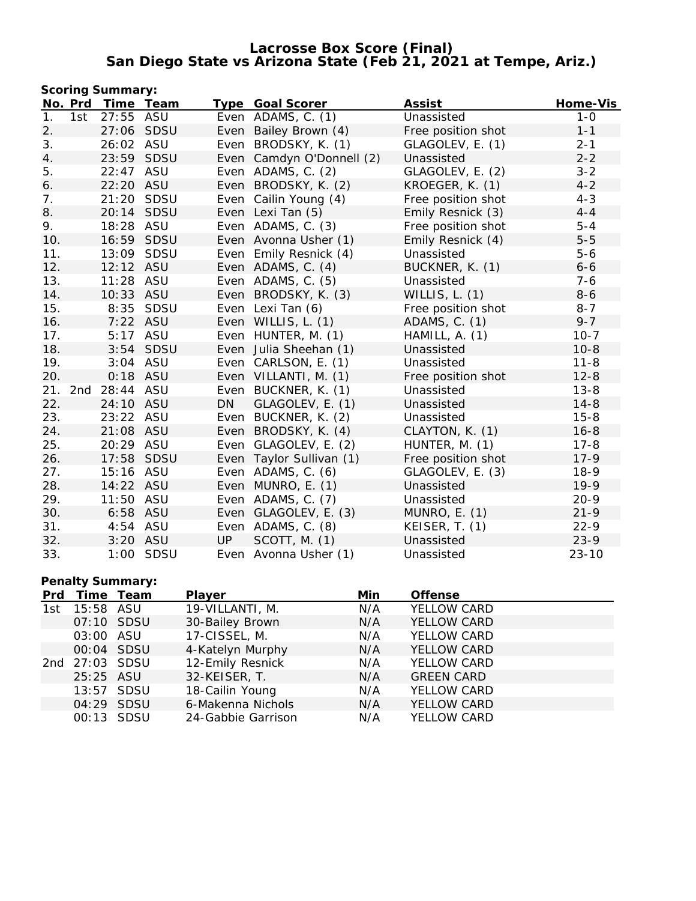# Lacrosse Box Score (Final)
## San Diego State vs Arizona State (Feb 21, 2021 at Tempe, Ariz.)

**Scoring Summary:**

| No. | Prd | Time | Team | Type | Goal Scorer | Assist | Home-Vis |
|---|---|---|---|---|---|---|---|
| 1. | 1st | 27:55 | ASU | Even | ADAMS, C. (1) | Unassisted | 1-0 |
| 2. | | 27:06 | SDSU | Even | Bailey Brown (4) | Free position shot | 1-1 |
| 3. | | 26:02 | ASU | Even | BRODSKY, K. (1) | GLAGOLEV, E. (1) | 2-1 |
| 4. | | 23:59 | SDSU | Even | Camdyn O'Donnell (2) | Unassisted | 2-2 |
| 5. | | 22:47 | ASU | Even | ADAMS, C. (2) | GLAGOLEV, E. (2) | 3-2 |
| 6. | | 22:20 | ASU | Even | BRODSKY, K. (2) | KROEGER, K. (1) | 4-2 |
| 7. | | 21:20 | SDSU | Even | Cailin Young (4) | Free position shot | 4-3 |
| 8. | | 20:14 | SDSU | Even | Lexi Tan (5) | Emily Resnick (3) | 4-4 |
| 9. | | 18:28 | ASU | Even | ADAMS, C. (3) | Free position shot | 5-4 |
| 10. | | 16:59 | SDSU | Even | Avonna Usher (1) | Emily Resnick (4) | 5-5 |
| 11. | | 13:09 | SDSU | Even | Emily Resnick (4) | Unassisted | 5-6 |
| 12. | | 12:12 | ASU | Even | ADAMS, C. (4) | BUCKNER, K. (1) | 6-6 |
| 13. | | 11:28 | ASU | Even | ADAMS, C. (5) | Unassisted | 7-6 |
| 14. | | 10:33 | ASU | Even | BRODSKY, K. (3) | WILLIS, L. (1) | 8-6 |
| 15. | | 8:35 | SDSU | Even | Lexi Tan (6) | Free position shot | 8-7 |
| 16. | | 7:22 | ASU | Even | WILLIS, L. (1) | ADAMS, C. (1) | 9-7 |
| 17. | | 5:17 | ASU | Even | HUNTER, M. (1) | HAMILL, A. (1) | 10-7 |
| 18. | | 3:54 | SDSU | Even | Julia Sheehan (1) | Unassisted | 10-8 |
| 19. | | 3:04 | ASU | Even | CARLSON, E. (1) | Unassisted | 11-8 |
| 20. | | 0:18 | ASU | Even | VILLANTI, M. (1) | Free position shot | 12-8 |
| 21. | 2nd | 28:44 | ASU | Even | BUCKNER, K. (1) | Unassisted | 13-8 |
| 22. | | 24:10 | ASU | DN | GLAGOLEV, E. (1) | Unassisted | 14-8 |
| 23. | | 23:22 | ASU | Even | BUCKNER, K. (2) | Unassisted | 15-8 |
| 24. | | 21:08 | ASU | Even | BRODSKY, K. (4) | CLAYTON, K. (1) | 16-8 |
| 25. | | 20:29 | ASU | Even | GLAGOLEV, E. (2) | HUNTER, M. (1) | 17-8 |
| 26. | | 17:58 | SDSU | Even | Taylor Sullivan (1) | Free position shot | 17-9 |
| 27. | | 15:16 | ASU | Even | ADAMS, C. (6) | GLAGOLEV, E. (3) | 18-9 |
| 28. | | 14:22 | ASU | Even | MUNRO, E. (1) | Unassisted | 19-9 |
| 29. | | 11:50 | ASU | Even | ADAMS, C. (7) | Unassisted | 20-9 |
| 30. | | 6:58 | ASU | Even | GLAGOLEV, E. (3) | MUNRO, E. (1) | 21-9 |
| 31. | | 4:54 | ASU | Even | ADAMS, C. (8) | KEISER, T. (1) | 22-9 |
| 32. | | 3:20 | ASU | UP | SCOTT, M. (1) | Unassisted | 23-9 |
| 33. | | 1:00 | SDSU | Even | Avonna Usher (1) | Unassisted | 23-10 |

**Penalty Summary:**

| Prd | Time | Team | Player | Min | Offense |
|---|---|---|---|---|---|
| 1st | 15:58 | ASU | 19-VILLANTI, M. | N/A | YELLOW CARD |
| | 07:10 | SDSU | 30-Bailey Brown | N/A | YELLOW CARD |
| | 03:00 | ASU | 17-CISSEL, M. | N/A | YELLOW CARD |
| | 00:04 | SDSU | 4-Katelyn Murphy | N/A | YELLOW CARD |
| 2nd | 27:03 | SDSU | 12-Emily Resnick | N/A | YELLOW CARD |
| | 25:25 | ASU | 32-KEISER, T. | N/A | GREEN CARD |
| | 13:57 | SDSU | 18-Cailin Young | N/A | YELLOW CARD |
| | 04:29 | SDSU | 6-Makenna Nichols | N/A | YELLOW CARD |
| | 00:13 | SDSU | 24-Gabbie Garrison | N/A | YELLOW CARD |